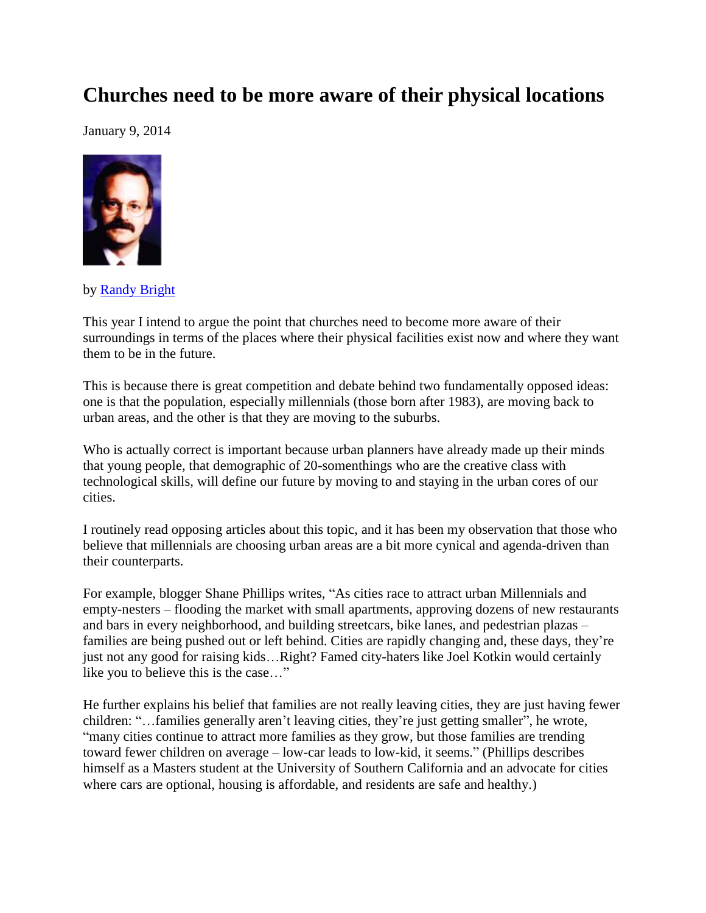# Churches need to be more aware of their physical locations

January 9, 2014

by Randy Bright

This year I intend to argue the point that churches need to become more aware of their surroundings in terms of the places where their physical facilities exist now and where they want them to be in the future.

This is because there is great competition and debate behind two fundamentally opposed ideas: one is that the population, especially millennials (those born after 1983), are moving back to urban areas, and the other is that they are moving to the suburbs.

Who is actually correct is important because urban planners have already made up their minds that young people, that demographic of 20-somenthings who are the creative class with technological skills, will define our future by moving to and staying in the urban cores of our cities.

I routinely read opposing articles about this topic, and it has been my observation that those who believe that millennials are choosing urban areas are a bit more cynical and agenda-driven than their counterparts.

For example, blogger Shane Phillips writes, "As cities race to attract urban Millennials and empty-nesters – flooding the market with small apartments, approving dozens of new restaurants and bars in every neighborhood, and building streetcars, bike lanes, and pedestrian plazas – families are being pushed out or left behind. Cities are rapidly changing and, these days, they're just not any good for raising kids…Right? Famed city-haters like Joel Kotkin would certainly like you to believe this is the case…"

He further explains his belief that families are not really leaving cities, they are just having fewer children: "…families generally aren't leaving cities, they're just getting smaller", he wrote, "many cities continue to attract more families as they grow, but those families are trending toward fewer children on average – low-car leads to low-kid, it seems." (Phillips describes himself as a Masters student at the University of Southern California and an advocate for cities where cars are optional, housing is affordable, and residents are safe and healthy.)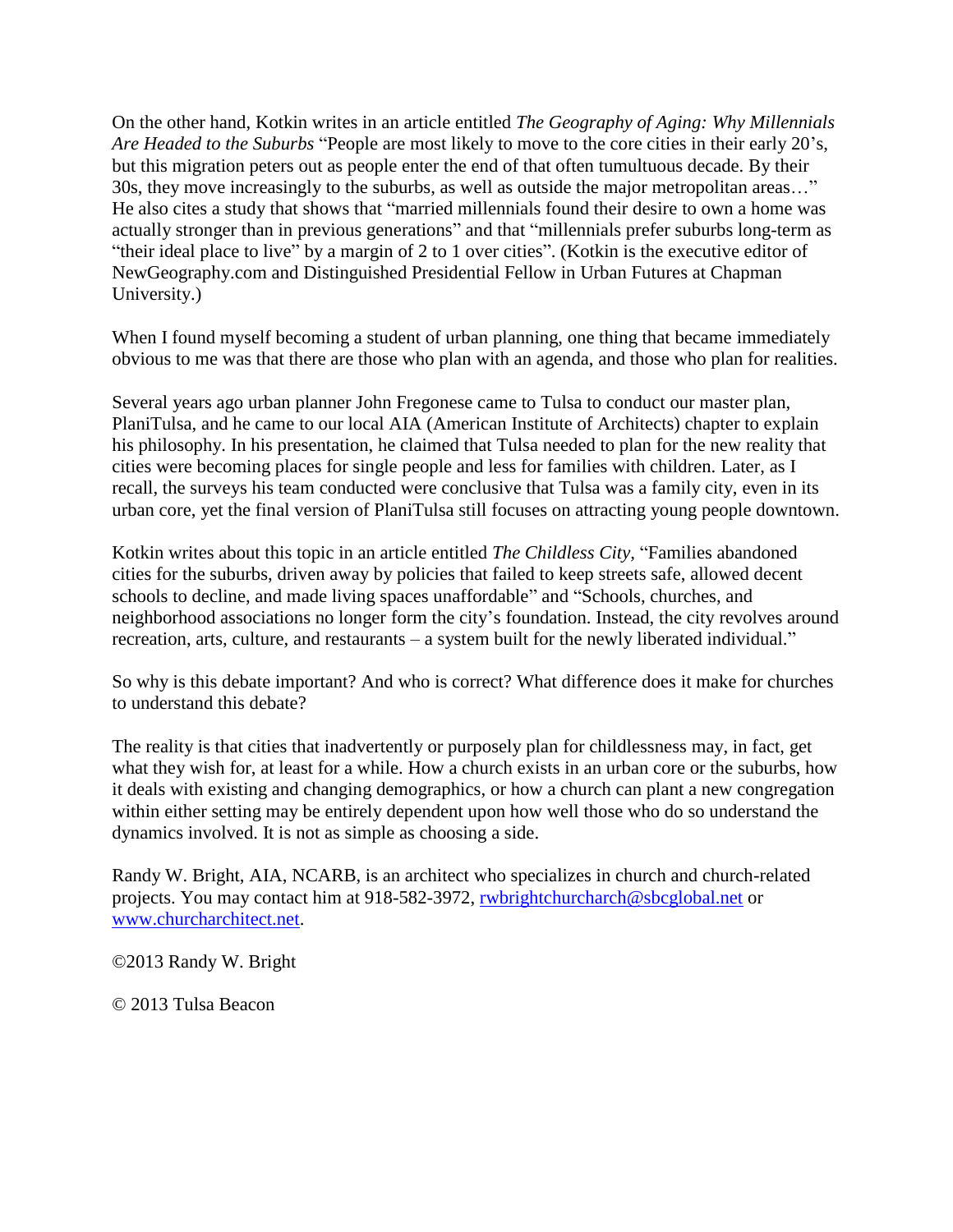On the other hand, Kotkin writes in an article entitled *The Geography of Aging: Why Millennials Are Headed to the Suburbs* "People are most likely to move to the core cities in their early 20's, but this migration peters out as people enter the end of that often tumultuous decade. By their 30s, they move increasingly to the suburbs, as well as outside the major metropolitan areas…" He also cites a study that shows that "married millennials found their desire to own a home was actually stronger than in previous generations" and that "millennials prefer suburbs long-term as "their ideal place to live" by a margin of 2 to 1 over cities". (Kotkin is the executive editor of NewGeography.com and Distinguished Presidential Fellow in Urban Futures at Chapman University.)

When I found myself becoming a student of urban planning, one thing that became immediately obvious to me was that there are those who plan with an agenda, and those who plan for realities.

Several years ago urban planner John Fregonese came to Tulsa to conduct our master plan, PlaniTulsa, and he came to our local AIA (American Institute of Architects) chapter to explain his philosophy. In his presentation, he claimed that Tulsa needed to plan for the new reality that cities were becoming places for single people and less for families with children. Later, as I recall, the surveys his team conducted were conclusive that Tulsa was a family city, even in its urban core, yet the final version of PlaniTulsa still focuses on attracting young people downtown.

Kotkin writes about this topic in an article entitled *The Childless City*, "Families abandoned cities for the suburbs, driven away by policies that failed to keep streets safe, allowed decent schools to decline, and made living spaces unaffordable" and "Schools, churches, and neighborhood associations no longer form the city's foundation. Instead, the city revolves around recreation, arts, culture, and restaurants – a system built for the newly liberated individual."

So why is this debate important? And who is correct? What difference does it make for churches to understand this debate?

The reality is that cities that inadvertently or purposely plan for childlessness may, in fact, get what they wish for, at least for a while. How a church exists in an urban core or the suburbs, how it deals with existing and changing demographics, or how a church can plant a new congregation within either setting may be entirely dependent upon how well those who do so understand the dynamics involved. It is not as simple as choosing a side.

Randy W. Bright, AIA, NCARB, is an architect who specializes in church and church-related projects. You may contact him at 918-582-3972, rwbrightchurcharch@sbcglobal.net or www.churcharchitect.net.

©2013 Randy W. Bright

© 2013 Tulsa Beacon